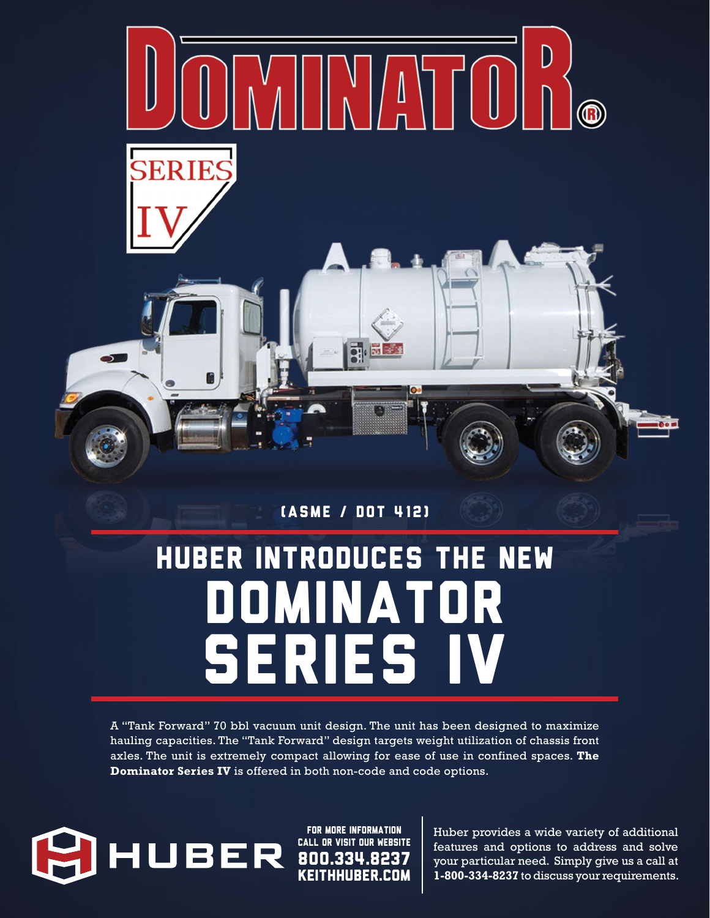# DOMINATOR®

SERIES IV

(ASME / DOT 412)

## HUBER INTRODUCES THE NEW DOMINATOR SERIES IV

A "Tank Forward" 70 bbl vacuum unit design. The unit has been designed to maximize hauling capacities. The "Tank Forward" design targets weight utilization of chassis front axles. The unit is extremely compact allowing for ease of use in confined spaces. **The Dominator Series IV** is offered in both non-code and code options.

HUBER

FOR MORE INFORMATION CALL OR VISIT OUR WEBSITE
**800.334.8237**
**KEITHHUBER.COM**

Huber provides a wide variety of additional features and options to address and solve your particular need. Simply give us a call at **1-800-334-8237** to discuss your requirements.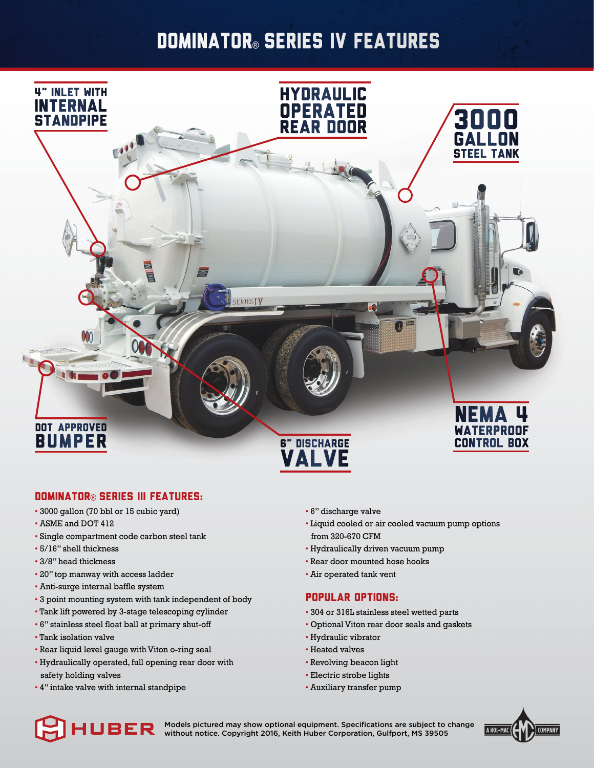# DOMINATOR® SERIES IV FEATURES

4" INLET WITH INTERNAL STANDPIPE

HYDRAULIC OPERATED REAR DOOR

3000 GALLON STEEL TANK

DOT APPROVED BUMPER

6" DISCHARGE VALVE

NEMA 4 WATERPROOF CONTROL BOX

## DOMINATOR® SERIES III FEATURES:

- 3000 gallon (70 bbl or 15 cubic yard)
- ASME and DOT 412
- Single compartment code carbon steel tank
- 5/16" shell thickness
- 3/8" head thickness
- 20" top manway with access ladder
- Anti-surge internal baffle system
- 3 point mounting system with tank independent of body
- Tank lift powered by 3-stage telescoping cylinder
- 6" stainless steel float ball at primary shut-off
- Tank isolation valve
- Rear liquid level gauge with Viton o-ring seal
- Hydraulically operated, full opening rear door with safety holding valves
- 4" intake valve with internal standpipe
- 6" discharge valve
- Liquid cooled or air cooled vacuum pump options from 320-670 CFM
- Hydraulically driven vacuum pump
- Rear door mounted hose hooks
- Air operated tank vent

## POPULAR OPTIONS:

- 304 or 316L stainless steel wetted parts
- Optional Viton rear door seals and gaskets
- Hydraulic vibrator
- Heated valves
- Revolving beacon light
- Electric strobe lights
- Auxiliary transfer pump

HUBER

Models pictured may show optional equipment. Specifications are subject to change without notice. Copyright 2016, Keith Huber Corporation, Gulfport, MS 39505

A HOL-MAC COMPANY